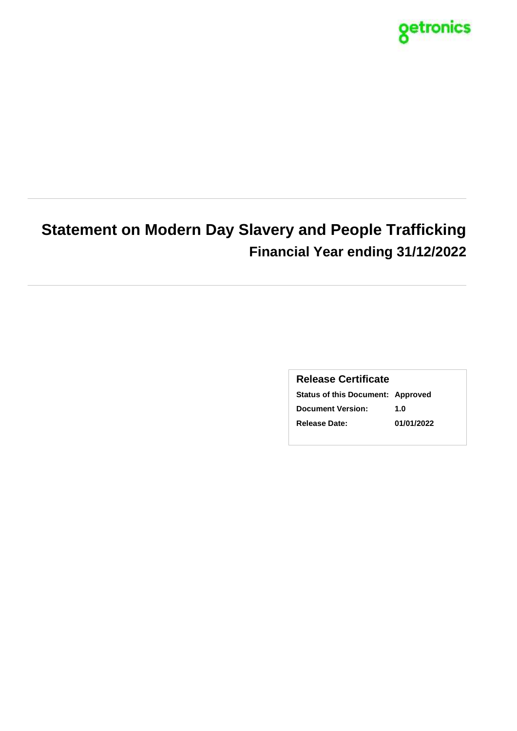getronics

# Statement on Modern Day Slavery and People Trafficking

## Financial Year ending 31/12/2022

**Release Certificate**

| | |
|---|---|
| **Status of this Document:** | **Approved** |
| **Document Version:** | **1.0** |
| **Release Date:** | **01/01/2022** |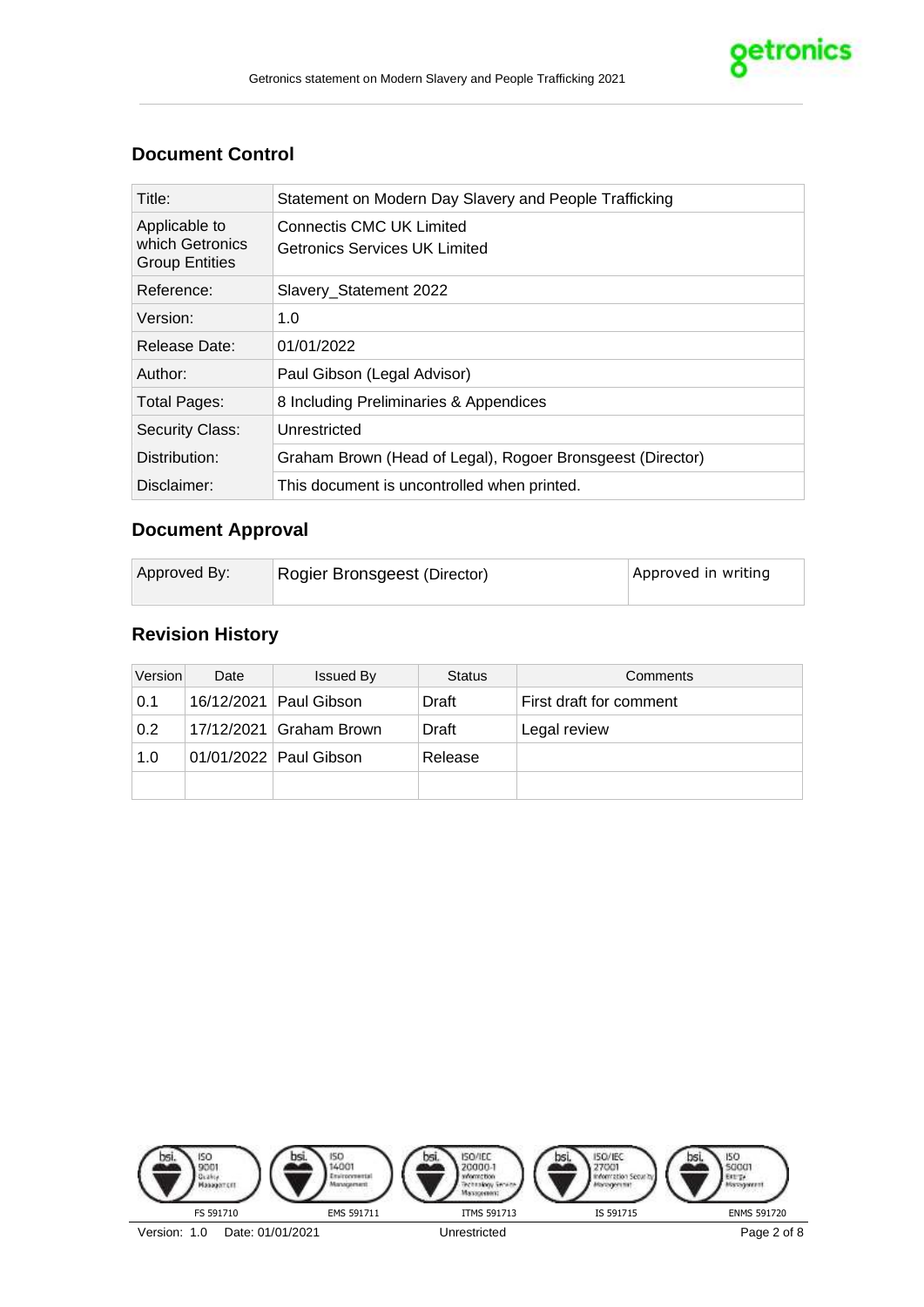## Document Control

| Title: | Statement on Modern Day Slavery and People Trafficking |
|---|---|
| Applicable to which Getronics Group Entities | Connectis CMC UK Limited<br>Getronics Services UK Limited |
| Reference: | Slavery_Statement 2022 |
| Version: | 1.0 |
| Release Date: | 01/01/2022 |
| Author: | Paul Gibson (Legal Advisor) |
| Total Pages: | 8 Including Preliminaries & Appendices |
| Security Class: | Unrestricted |
| Distribution: | Graham Brown (Head of Legal), Rogoer Bronsgeest (Director) |
| Disclaimer: | This document is uncontrolled when printed. |

## Document Approval

| Approved By: | Rogier Bronsgeest (Director) | Approved in writing |
|---|---|---|

## Revision History

| Version | Date | Issued By | Status | Comments |
|---|---|---|---|---|
| 0.1 | 16/12/2021 | Paul Gibson | Draft | First draft for comment |
| 0.2 | 17/12/2021 | Graham Brown | Draft | Legal review |
| 1.0 | 01/01/2022 | Paul Gibson | Release | |
| | | | | |

FS 591710 | EMS 591711 | ITMS 591713 | IS 591715 | ENMS 591720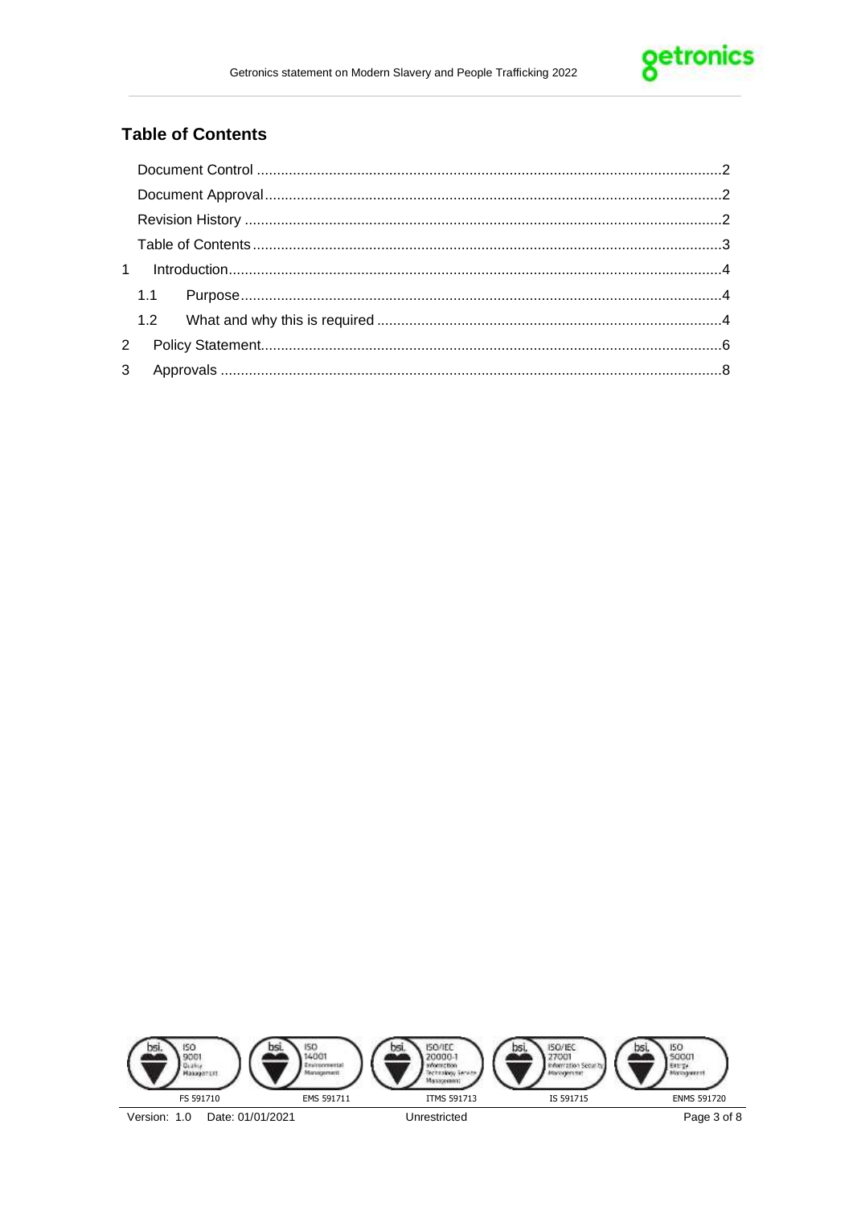## Table of Contents

Document Control ..... 2

Document Approval ..... 2

Revision History ..... 2

Table of Contents ..... 3

1 Introduction ..... 4

1.1 Purpose ..... 4

1.2 What and why this is required ..... 4

2 Policy Statement ..... 6

3 Approvals ..... 8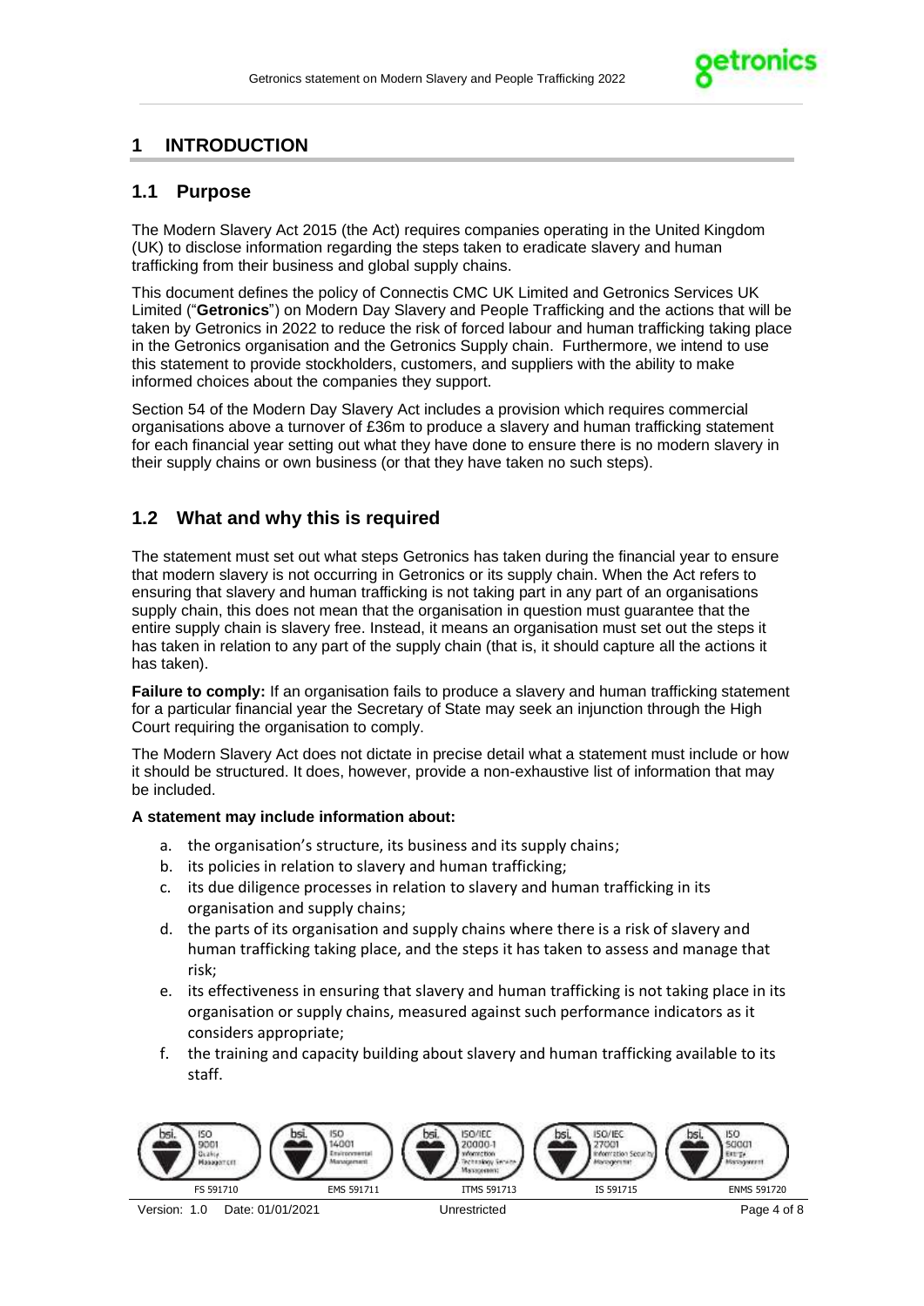## 1 INTRODUCTION

### 1.1 Purpose

The Modern Slavery Act 2015 (the Act) requires companies operating in the United Kingdom (UK) to disclose information regarding the steps taken to eradicate slavery and human trafficking from their business and global supply chains.

This document defines the policy of Connectis CMC UK Limited and Getronics Services UK Limited ("**Getronics**") on Modern Day Slavery and People Trafficking and the actions that will be taken by Getronics in 2022 to reduce the risk of forced labour and human trafficking taking place in the Getronics organisation and the Getronics Supply chain. Furthermore, we intend to use this statement to provide stockholders, customers, and suppliers with the ability to make informed choices about the companies they support.

Section 54 of the Modern Day Slavery Act includes a provision which requires commercial organisations above a turnover of £36m to produce a slavery and human trafficking statement for each financial year setting out what they have done to ensure there is no modern slavery in their supply chains or own business (or that they have taken no such steps).

### 1.2 What and why this is required

The statement must set out what steps Getronics has taken during the financial year to ensure that modern slavery is not occurring in Getronics or its supply chain. When the Act refers to ensuring that slavery and human trafficking is not taking part in any part of an organisations supply chain, this does not mean that the organisation in question must guarantee that the entire supply chain is slavery free. Instead, it means an organisation must set out the steps it has taken in relation to any part of the supply chain (that is, it should capture all the actions it has taken).

**Failure to comply:** If an organisation fails to produce a slavery and human trafficking statement for a particular financial year the Secretary of State may seek an injunction through the High Court requiring the organisation to comply.

The Modern Slavery Act does not dictate in precise detail what a statement must include or how it should be structured. It does, however, provide a non-exhaustive list of information that may be included.

**A statement may include information about:**

a. the organisation's structure, its business and its supply chains;
b. its policies in relation to slavery and human trafficking;
c. its due diligence processes in relation to slavery and human trafficking in its organisation and supply chains;
d. the parts of its organisation and supply chains where there is a risk of slavery and human trafficking taking place, and the steps it has taken to assess and manage that risk;
e. its effectiveness in ensuring that slavery and human trafficking is not taking place in its organisation or supply chains, measured against such performance indicators as it considers appropriate;
f. the training and capacity building about slavery and human trafficking available to its staff.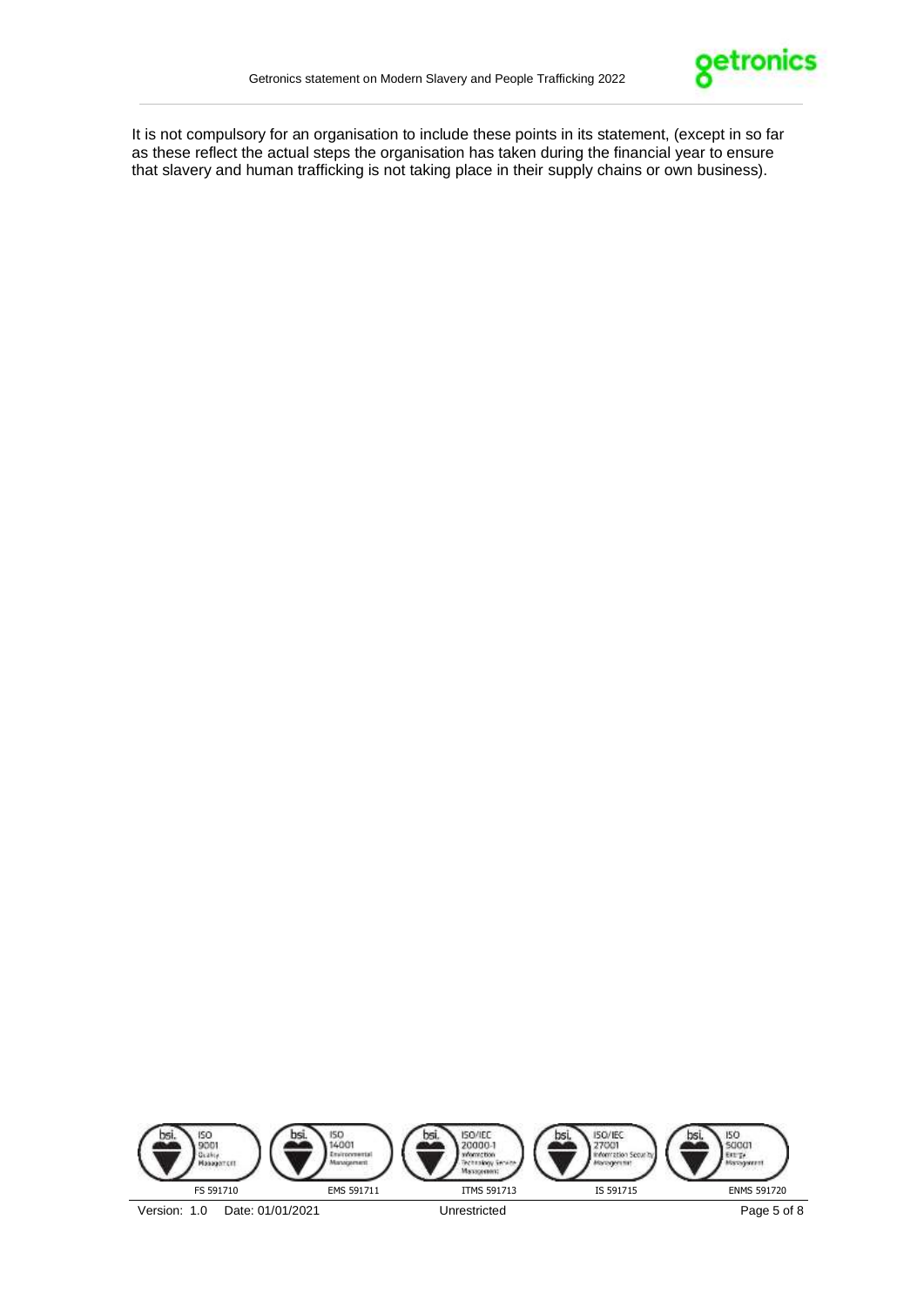It is not compulsory for an organisation to include these points in its statement, (except in so far as these reflect the actual steps the organisation has taken during the financial year to ensure that slavery and human trafficking is not taking place in their supply chains or own business).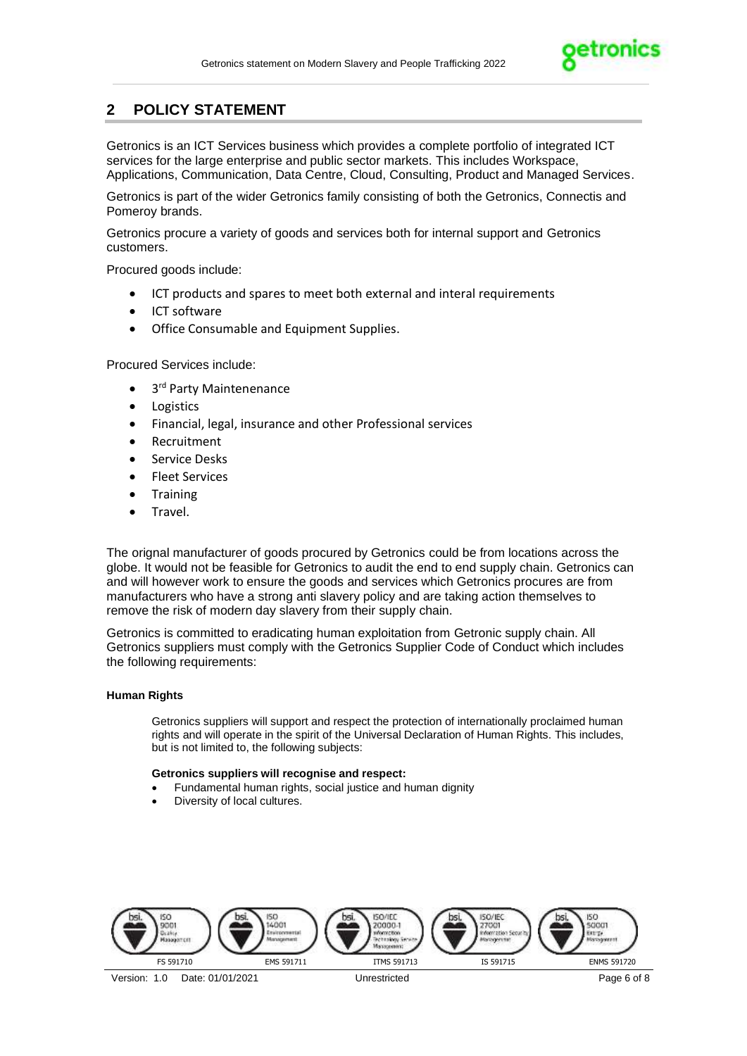## 2 POLICY STATEMENT

Getronics is an ICT Services business which provides a complete portfolio of integrated ICT services for the large enterprise and public sector markets. This includes Workspace, Applications, Communication, Data Centre, Cloud, Consulting, Product and Managed Services.

Getronics is part of the wider Getronics family consisting of both the Getronics, Connectis and Pomeroy brands.

Getronics procure a variety of goods and services both for internal support and Getronics customers.

Procured goods include:

- ICT products and spares to meet both external and interal requirements
- ICT software
- Office Consumable and Equipment Supplies.

Procured Services include:

- 3rd Party Maintenenance
- Logistics
- Financial, legal, insurance and other Professional services
- Recruitment
- Service Desks
- Fleet Services
- Training
- Travel.

The orignal manufacturer of goods procured by Getronics could be from locations across the globe. It would not be feasible for Getronics to audit the end to end supply chain. Getronics can and will however work to ensure the goods and services which Getronics procures are from manufacturers who have a strong anti slavery policy and are taking action themselves to remove the risk of modern day slavery from their supply chain.

Getronics is committed to eradicating human exploitation from Getronic supply chain. All Getronics suppliers must comply with the Getronics Supplier Code of Conduct which includes the following requirements:

#### Human Rights

Getronics suppliers will support and respect the protection of internationally proclaimed human rights and will operate in the spirit of the Universal Declaration of Human Rights. This includes, but is not limited to, the following subjects:

**Getronics suppliers will recognise and respect:**

- Fundamental human rights, social justice and human dignity
- Diversity of local cultures.

FS 591710 | EMS 591711 | ITMS 591713 | IS 591715 | ENMS 591720

Version: 1.0 Date: 01/01/2021 Unrestricted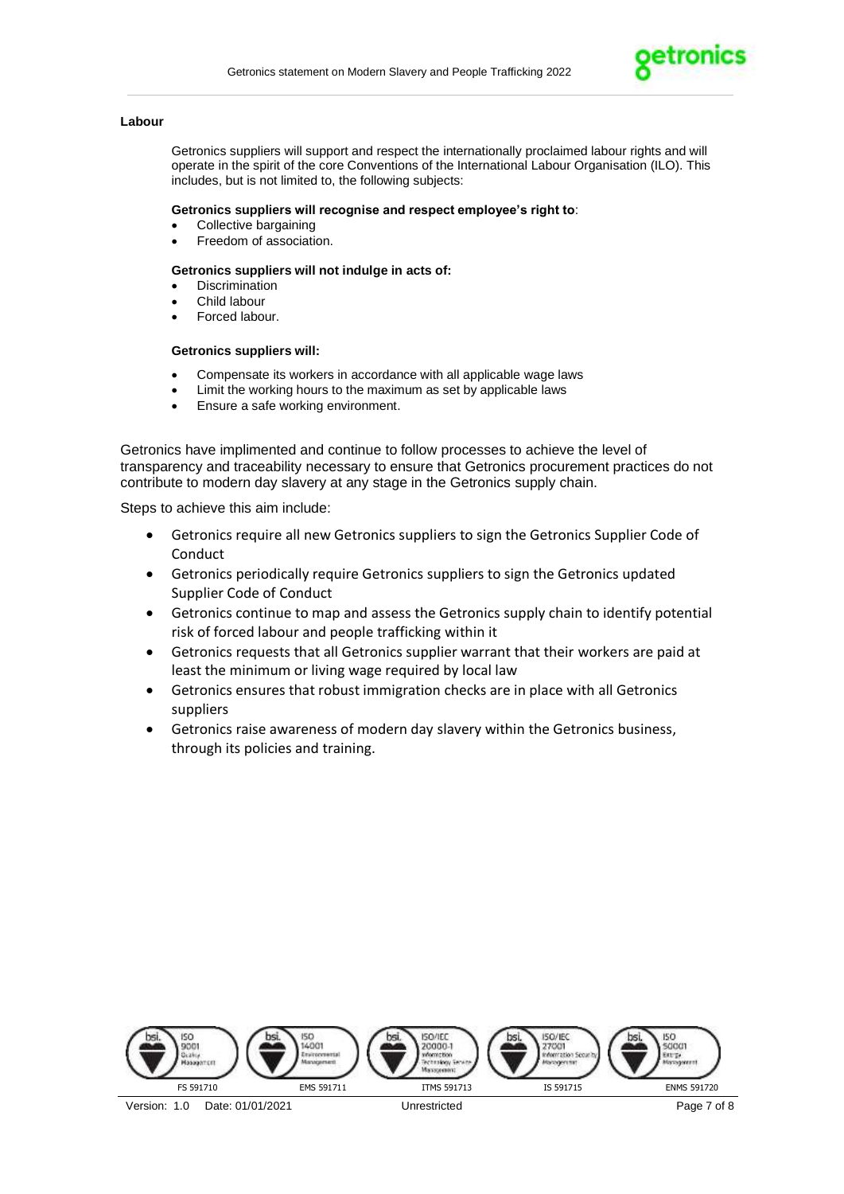**Labour**

Getronics suppliers will support and respect the internationally proclaimed labour rights and will operate in the spirit of the core Conventions of the International Labour Organisation (ILO). This includes, but is not limited to, the following subjects:

**Getronics suppliers will recognise and respect employee's right to**:

- Collective bargaining
- Freedom of association.

**Getronics suppliers will not indulge in acts of:**

- Discrimination
- Child labour
- Forced labour.

**Getronics suppliers will:**

- Compensate its workers in accordance with all applicable wage laws
- Limit the working hours to the maximum as set by applicable laws
- Ensure a safe working environment.

Getronics have implimented and continue to follow processes to achieve the level of transparency and traceability necessary to ensure that Getronics procurement practices do not contribute to modern day slavery at any stage in the Getronics supply chain.

Steps to achieve this aim include:

- Getronics require all new Getronics suppliers to sign the Getronics Supplier Code of Conduct
- Getronics periodically require Getronics suppliers to sign the Getronics updated Supplier Code of Conduct
- Getronics continue to map and assess the Getronics supply chain to identify potential risk of forced labour and people trafficking within it
- Getronics requests that all Getronics supplier warrant that their workers are paid at least the minimum or living wage required by local law
- Getronics ensures that robust immigration checks are in place with all Getronics suppliers
- Getronics raise awareness of modern day slavery within the Getronics business, through its policies and training.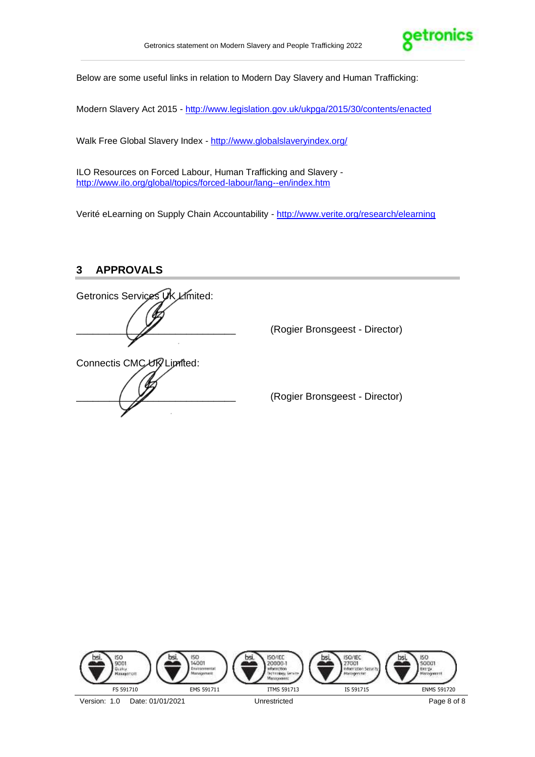Below are some useful links in relation to Modern Day Slavery and Human Trafficking:

Modern Slavery Act 2015 - http://www.legislation.gov.uk/ukpga/2015/30/contents/enacted

Walk Free Global Slavery Index - http://www.globalslaveryindex.org/

ILO Resources on Forced Labour, Human Trafficking and Slavery - http://www.ilo.org/global/topics/forced-labour/lang--en/index.htm

Verité eLearning on Supply Chain Accountability - http://www.verite.org/research/elearning

## 3 APPROVALS

Getronics Services UK Limited:

_______________________________ (Rogier Bronsgeest - Director)

Connectis CMC UK Limited:

_______________________________ (Rogier Bronsgeest - Director)

FS 591710 | EMS 591711 | ITMS 591713 | IS 591715 | ENMS 591720

Version: 1.0 Date: 01/01/2021 Unrestricted